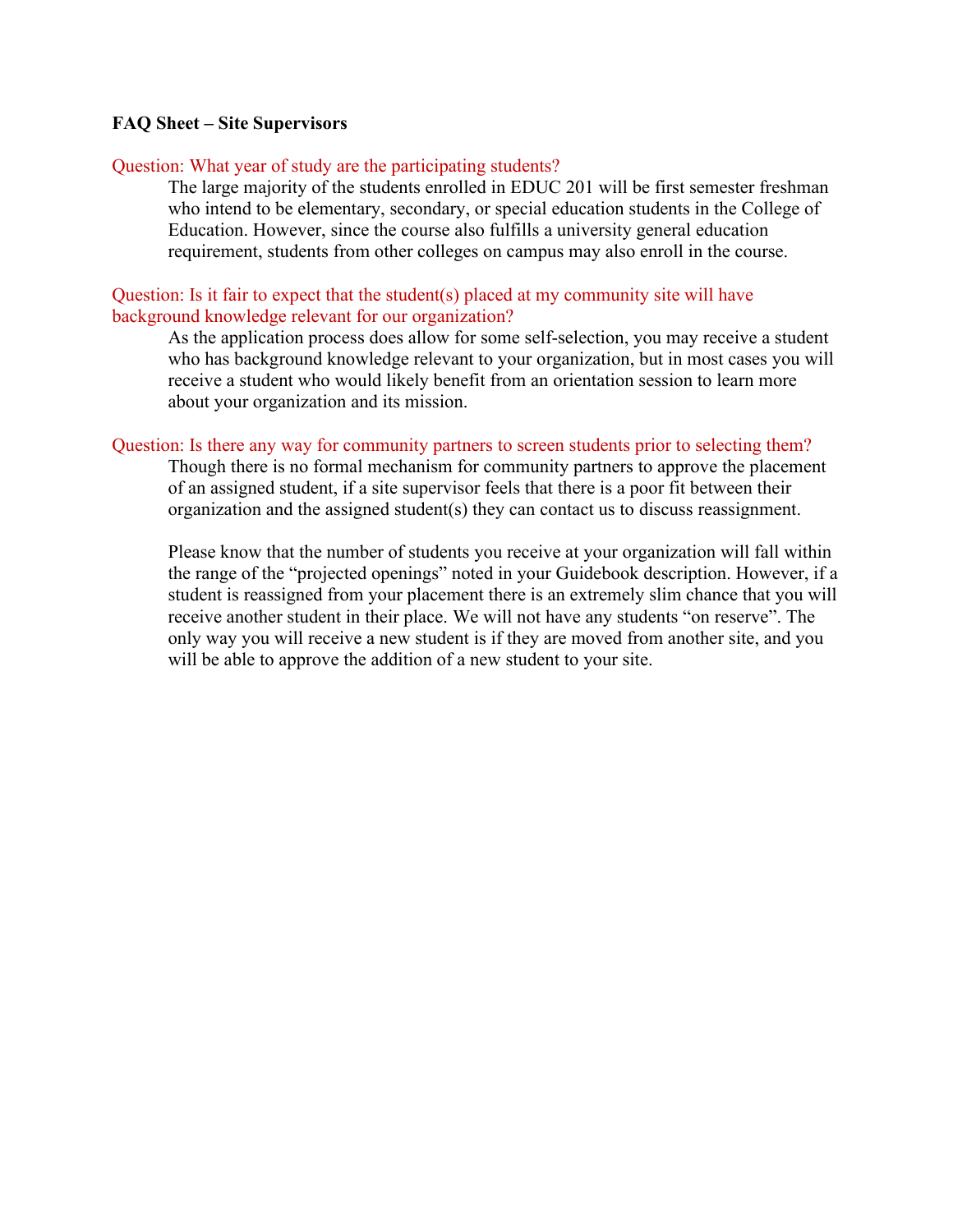**FAQ Sheet – Site Supervisors**

Question: What year of study are the participating students?

The large majority of the students enrolled in EDUC 201 will be first semester freshman who intend to be elementary, secondary, or special education students in the College of Education. However, since the course also fulfills a university general education requirement, students from other colleges on campus may also enroll in the course.

Question: Is it fair to expect that the student(s) placed at my community site will have background knowledge relevant for our organization?

As the application process does allow for some self-selection, you may receive a student who has background knowledge relevant to your organization, but in most cases you will receive a student who would likely benefit from an orientation session to learn more about your organization and its mission.

Question: Is there any way for community partners to screen students prior to selecting them?

Though there is no formal mechanism for community partners to approve the placement of an assigned student, if a site supervisor feels that there is a poor fit between their organization and the assigned student(s) they can contact us to discuss reassignment.

Please know that the number of students you receive at your organization will fall within the range of the "projected openings" noted in your Guidebook description. However, if a student is reassigned from your placement there is an extremely slim chance that you will receive another student in their place. We will not have any students "on reserve". The only way you will receive a new student is if they are moved from another site, and you will be able to approve the addition of a new student to your site.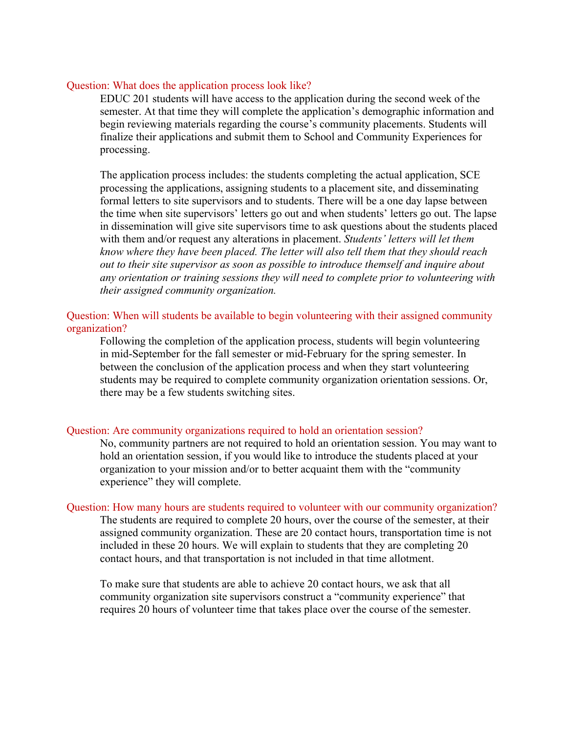### Question: What does the application process look like?

EDUC 201 students will have access to the application during the second week of the semester. At that time they will complete the application's demographic information and begin reviewing materials regarding the course's community placements. Students will finalize their applications and submit them to School and Community Experiences for processing.

The application process includes: the students completing the actual application, SCE processing the applications, assigning students to a placement site, and disseminating formal letters to site supervisors and to students. There will be a one day lapse between the time when site supervisors' letters go out and when students' letters go out. The lapse in dissemination will give site supervisors time to ask questions about the students placed with them and/or request any alterations in placement. *Students' letters will let them know where they have been placed. The letter will also tell them that they should reach out to their site supervisor as soon as possible to introduce themself and inquire about any orientation or training sessions they will need to complete prior to volunteering with their assigned community organization.*

### Question: When will students be available to begin volunteering with their assigned community organization?

Following the completion of the application process, students will begin volunteering in mid-September for the fall semester or mid-February for the spring semester. In between the conclusion of the application process and when they start volunteering students may be required to complete community organization orientation sessions. Or, there may be a few students switching sites.

### Question: Are community organizations required to hold an orientation session?

No, community partners are not required to hold an orientation session. You may want to hold an orientation session, if you would like to introduce the students placed at your organization to your mission and/or to better acquaint them with the "community experience" they will complete.

### Question: How many hours are students required to volunteer with our community organization?

The students are required to complete 20 hours, over the course of the semester, at their assigned community organization. These are 20 contact hours, transportation time is not included in these 20 hours. We will explain to students that they are completing 20 contact hours, and that transportation is not included in that time allotment.

To make sure that students are able to achieve 20 contact hours, we ask that all community organization site supervisors construct a "community experience" that requires 20 hours of volunteer time that takes place over the course of the semester.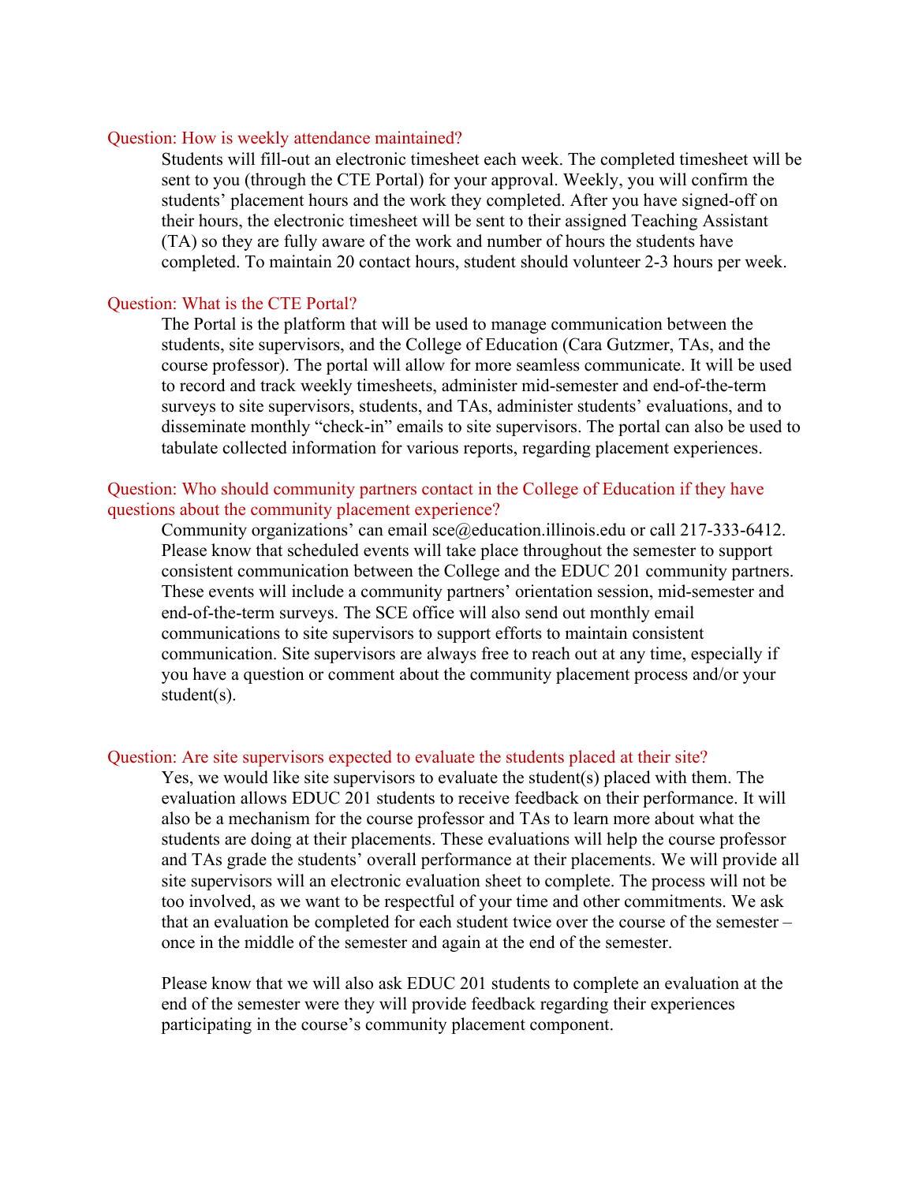### Question: How is weekly attendance maintained?

Students will fill-out an electronic timesheet each week. The completed timesheet will be sent to you (through the CTE Portal) for your approval. Weekly, you will confirm the students' placement hours and the work they completed. After you have signed-off on their hours, the electronic timesheet will be sent to their assigned Teaching Assistant (TA) so they are fully aware of the work and number of hours the students have completed. To maintain 20 contact hours, student should volunteer 2-3 hours per week.

### Question: What is the CTE Portal?

The Portal is the platform that will be used to manage communication between the students, site supervisors, and the College of Education (Cara Gutzmer, TAs, and the course professor). The portal will allow for more seamless communicate. It will be used to record and track weekly timesheets, administer mid-semester and end-of-the-term surveys to site supervisors, students, and TAs, administer students' evaluations, and to disseminate monthly "check-in" emails to site supervisors. The portal can also be used to tabulate collected information for various reports, regarding placement experiences.

### Question: Who should community partners contact in the College of Education if they have questions about the community placement experience?

Community organizations' can email sce@education.illinois.edu or call 217-333-6412. Please know that scheduled events will take place throughout the semester to support consistent communication between the College and the EDUC 201 community partners. These events will include a community partners' orientation session, mid-semester and end-of-the-term surveys. The SCE office will also send out monthly email communications to site supervisors to support efforts to maintain consistent communication. Site supervisors are always free to reach out at any time, especially if you have a question or comment about the community placement process and/or your student(s).

### Question: Are site supervisors expected to evaluate the students placed at their site?

Yes, we would like site supervisors to evaluate the student(s) placed with them. The evaluation allows EDUC 201 students to receive feedback on their performance. It will also be a mechanism for the course professor and TAs to learn more about what the students are doing at their placements. These evaluations will help the course professor and TAs grade the students' overall performance at their placements. We will provide all site supervisors will an electronic evaluation sheet to complete. The process will not be too involved, as we want to be respectful of your time and other commitments. We ask that an evaluation be completed for each student twice over the course of the semester – once in the middle of the semester and again at the end of the semester.

Please know that we will also ask EDUC 201 students to complete an evaluation at the end of the semester were they will provide feedback regarding their experiences participating in the course's community placement component.